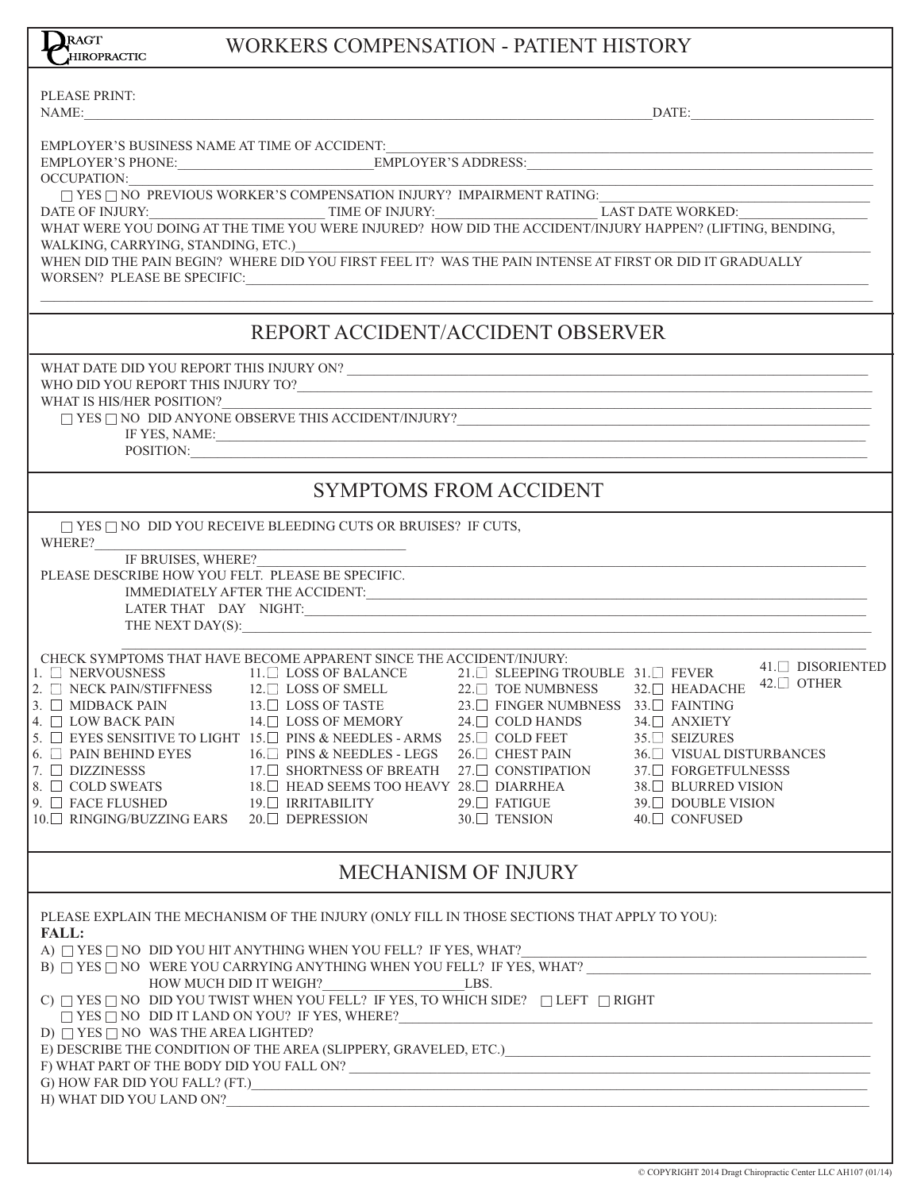# DRAGT CHIROPRACTIC

# WORKERS COMPENSATION - PATIENT HISTORY

PLEASE PRINT:

NAME:\_\_\_\_\_\_\_\_\_\_\_\_\_\_\_\_\_\_\_\_\_\_\_\_\_\_\_\_\_\_\_\_\_\_\_\_\_\_\_\_ DATE:\_\_\_\_\_\_\_\_\_\_\_\_\_\_\_\_\_\_\_\_

EMPLOYER'S BUSINESS NAME AT TIME OF ACCIDENT:\_\_\_\_\_\_\_\_\_\_\_\_\_\_\_\_\_\_\_\_\_\_\_\_\_\_\_\_\_\_\_\_\_\_\_\_\_\_\_\_

EMPLOYER'S PHONE:\_\_\_\_\_\_\_\_\_\_\_\_\_\_\_\_\_\_\_\_ EMPLOYER'S ADDRESS:\_\_\_\_\_\_\_\_\_\_\_\_\_\_\_\_\_\_\_\_\_\_\_\_\_\_\_\_\_\_

OCCUPATION:\_\_\_\_\_\_\_\_\_\_\_\_\_\_\_\_\_\_\_\_\_\_\_\_\_\_\_\_\_\_\_\_\_\_\_\_\_\_\_\_\_\_\_\_\_\_\_\_\_\_\_\_\_\_\_\_\_\_

☐ YES ☐ NO PREVIOUS WORKER'S COMPENSATION INJURY? IMPAIRMENT RATING:\_\_\_\_\_\_\_\_\_\_\_\_\_\_\_\_\_\_\_\_

DATE OF INJURY:\_\_\_\_\_\_\_\_\_\_\_\_\_\_\_\_ TIME OF INJURY:\_\_\_\_\_\_\_\_\_\_\_\_\_\_\_\_ LAST DATE WORKED:\_\_\_\_\_\_\_\_\_\_\_\_\_\_\_\_

WHAT WERE YOU DOING AT THE TIME YOU WERE INJURED? HOW DID THE ACCIDENT/INJURY HAPPEN? (LIFTING, BENDING, WALKING, CARRYING, STANDING, ETC.)\_\_\_\_\_\_\_\_\_\_\_\_\_\_\_\_\_\_\_\_\_\_\_\_\_\_\_\_\_\_\_\_\_\_\_\_\_\_\_\_

WHEN DID THE PAIN BEGIN? WHERE DID YOU FIRST FEEL IT? WAS THE PAIN INTENSE AT FIRST OR DID IT GRADUALLY WORSEN? PLEASE BE SPECIFIC:\_\_\_\_\_\_\_\_\_\_\_\_\_\_\_\_\_\_\_\_\_\_\_\_\_\_\_\_\_\_\_\_\_\_\_\_\_\_\_\_

\_\_\_\_\_\_\_\_\_\_\_\_\_\_\_\_\_\_\_\_\_\_\_\_\_\_\_\_\_\_\_\_\_\_\_\_\_\_\_\_\_\_\_\_\_\_\_\_\_\_\_\_\_\_\_\_\_\_\_\_\_\_\_\_\_\_\_\_\_\_\_\_\_\_\_\_

## REPORT ACCIDENT/ACCIDENT OBSERVER

WHAT DATE DID YOU REPORT THIS INJURY ON? \_\_\_\_\_\_\_\_\_\_\_\_\_\_\_\_\_\_\_\_\_\_\_\_\_\_\_\_\_\_\_\_\_\_\_\_\_\_\_\_

WHO DID YOU REPORT THIS INJURY TO?\_\_\_\_\_\_\_\_\_\_\_\_\_\_\_\_\_\_\_\_\_\_\_\_\_\_\_\_\_\_\_\_\_\_\_\_\_\_\_\_

WHAT IS HIS/HER POSITION?\_\_\_\_\_\_\_\_\_\_\_\_\_\_\_\_\_\_\_\_\_\_\_\_\_\_\_\_\_\_\_\_\_\_\_\_\_\_\_\_

☐ YES ☐ NO DID ANYONE OBSERVE THIS ACCIDENT/INJURY?\_\_\_\_\_\_\_\_\_\_\_\_\_\_\_\_\_\_\_\_\_\_\_\_\_\_\_\_\_\_

IF YES, NAME:\_\_\_\_\_\_\_\_\_\_\_\_\_\_\_\_\_\_\_\_\_\_\_\_\_\_\_\_\_\_\_\_\_\_\_\_\_\_\_\_

POSITION:\_\_\_\_\_\_\_\_\_\_\_\_\_\_\_\_\_\_\_\_\_\_\_\_\_\_\_\_\_\_\_\_\_\_\_\_\_\_\_\_

## SYMPTOMS FROM ACCIDENT

☐ YES ☐ NO DID YOU RECEIVE BLEEDING CUTS OR BRUISES? IF CUTS, WHERE?\_\_\_\_\_\_\_\_\_\_\_\_\_\_\_\_\_\_\_\_\_\_\_\_\_\_\_\_\_\_\_\_\_\_\_\_\_\_\_\_

IF BRUISES, WHERE?\_\_\_\_\_\_\_\_\_\_\_\_\_\_\_\_\_\_\_\_\_\_\_\_\_\_\_\_\_\_\_\_\_\_\_\_\_\_\_\_

PLEASE DESCRIBE HOW YOU FELT. PLEASE BE SPECIFIC.

IMMEDIATELY AFTER THE ACCIDENT:\_\_\_\_\_\_\_\_\_\_\_\_\_\_\_\_\_\_\_\_\_\_\_\_\_\_\_\_\_\_\_\_\_\_\_\_\_\_\_\_

LATER THAT DAY NIGHT:\_\_\_\_\_\_\_\_\_\_\_\_\_\_\_\_\_\_\_\_\_\_\_\_\_\_\_\_\_\_\_\_\_\_\_\_\_\_\_\_

THE NEXT DAY(S):\_\_\_\_\_\_\_\_\_\_\_\_\_\_\_\_\_\_\_\_\_\_\_\_\_\_\_\_\_\_\_\_\_\_\_\_\_\_\_\_

\_\_\_\_\_\_\_\_\_\_\_\_\_\_\_\_\_\_\_\_\_\_\_\_\_\_\_\_\_\_\_\_\_\_\_\_\_\_\_\_\_\_\_\_\_\_\_\_\_\_\_\_\_\_\_\_\_\_\_\_\_\_\_\_\_\_\_\_\_\_\_\_\_\_\_\_

CHECK SYMPTOMS THAT HAVE BECOME APPARENT SINCE THE ACCIDENT/INJURY:

| | | | | |
|---|---|---|---|---|
| 1. ☐ NERVOUSNESS | 11. ☐ LOSS OF BALANCE | 21. ☐ SLEEPING TROUBLE | 31. ☐ FEVER | 41. ☐ DISORIENTED |
| 2. ☐ NECK PAIN/STIFFNESS | 12. ☐ LOSS OF SMELL | 22. ☐ TOE NUMBNESS | 32. ☐ HEADACHE | 42. ☐ OTHER |
| 3. ☐ MIDBACK PAIN | 13. ☐ LOSS OF TASTE | 23. ☐ FINGER NUMBNESS | 33. ☐ FAINTING | |
| 4. ☐ LOW BACK PAIN | 14. ☐ LOSS OF MEMORY | 24. ☐ COLD HANDS | 34. ☐ ANXIETY | |
| 5. ☐ EYES SENSITIVE TO LIGHT | 15. ☐ PINS & NEEDLES - ARMS | 25. ☐ COLD FEET | 35. ☐ SEIZURES | |
| 6. ☐ PAIN BEHIND EYES | 16. ☐ PINS & NEEDLES - LEGS | 26. ☐ CHEST PAIN | 36. ☐ VISUAL DISTURBANCES | |
| 7. ☐ DIZZINESSS | 17. ☐ SHORTNESS OF BREATH | 27. ☐ CONSTIPATION | 37. ☐ FORGETFULNESSS | |
| 8. ☐ COLD SWEATS | 18. ☐ HEAD SEEMS TOO HEAVY | 28. ☐ DIARRHEA | 38. ☐ BLURRED VISION | |
| 9. ☐ FACE FLUSHED | 19. ☐ IRRITABILITY | 29. ☐ FATIGUE | 39. ☐ DOUBLE VISION | |
| 10. ☐ RINGING/BUZZING EARS | 20. ☐ DEPRESSION | 30. ☐ TENSION | 40. ☐ CONFUSED | |

## MECHANISM OF INJURY

PLEASE EXPLAIN THE MECHANISM OF THE INJURY (ONLY FILL IN THOSE SECTIONS THAT APPLY TO YOU):

**FALL:**

A) ☐ YES ☐ NO DID YOU HIT ANYTHING WHEN YOU FELL? IF YES, WHAT?\_\_\_\_\_\_\_\_\_\_\_\_\_\_\_\_\_\_\_\_\_\_\_\_\_\_\_\_\_\_

B) ☐ YES ☐ NO WERE YOU CARRYING ANYTHING WHEN YOU FELL? IF YES, WHAT? \_\_\_\_\_\_\_\_\_\_\_\_\_\_\_\_\_\_\_\_\_\_\_\_\_\_\_\_\_\_

HOW MUCH DID IT WEIGH?\_\_\_\_\_\_\_\_\_\_\_\_\_\_\_\_ LBS.

C) ☐ YES ☐ NO DID YOU TWIST WHEN YOU FELL? IF YES, TO WHICH SIDE? ☐ LEFT ☐ RIGHT

☐ YES ☐ NO DID IT LAND ON YOU? IF YES, WHERE?\_\_\_\_\_\_\_\_\_\_\_\_\_\_\_\_\_\_\_\_\_\_\_\_\_\_\_\_\_\_

D) ☐ YES ☐ NO WAS THE AREA LIGHTED?

E) DESCRIBE THE CONDITION OF THE AREA (SLIPPERY, GRAVELED, ETC.)\_\_\_\_\_\_\_\_\_\_\_\_\_\_\_\_\_\_\_\_\_\_\_\_\_\_\_\_\_\_

F) WHAT PART OF THE BODY DID YOU FALL ON? \_\_\_\_\_\_\_\_\_\_\_\_\_\_\_\_\_\_\_\_\_\_\_\_\_\_\_\_\_\_

G) HOW FAR DID YOU FALL? (FT.)\_\_\_\_\_\_\_\_\_\_\_\_\_\_\_\_\_\_\_\_\_\_\_\_\_\_\_\_\_\_

H) WHAT DID YOU LAND ON?\_\_\_\_\_\_\_\_\_\_\_\_\_\_\_\_\_\_\_\_\_\_\_\_\_\_\_\_\_\_

© COPYRIGHT 2014 Dragt Chiropractic Center LLC AH107 (01/14)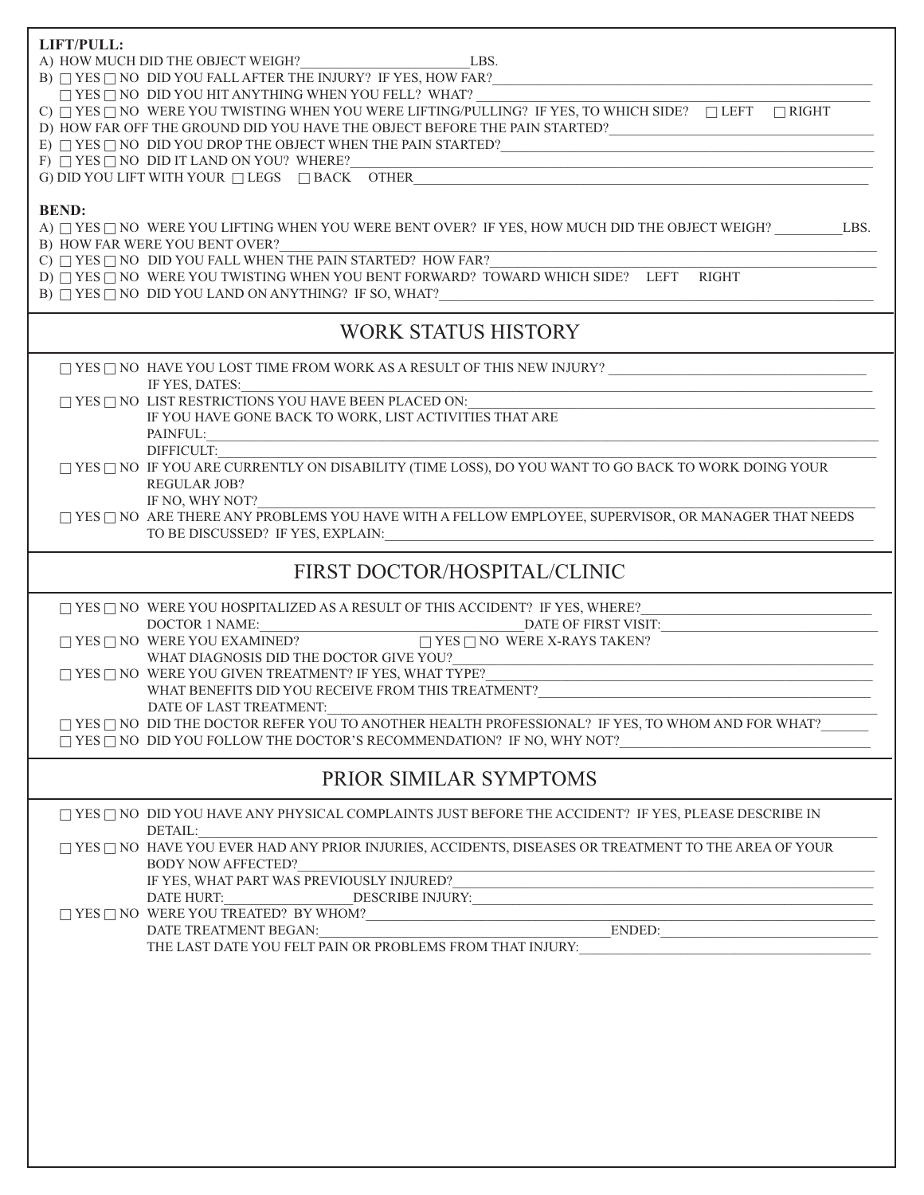**LIFT/PULL:**

A) HOW MUCH DID THE OBJECT WEIGH?________________________LBS.

B) ☐ YES ☐ NO DID YOU FALL AFTER THE INJURY? IF YES, HOW FAR?________________________

☐ YES ☐ NO DID YOU HIT ANYTHING WHEN YOU FELL? WHAT? ________________________

C) ☐ YES ☐ NO WERE YOU TWISTING WHEN YOU WERE LIFTING/PULLING? IF YES, TO WHICH SIDE? ☐ LEFT ☐ RIGHT

D) HOW FAR OFF THE GROUND DID YOU HAVE THE OBJECT BEFORE THE PAIN STARTED?________________________

E) ☐ YES ☐ NO DID YOU DROP THE OBJECT WHEN THE PAIN STARTED?________________________

F) ☐ YES ☐ NO DID IT LAND ON YOU? WHERE?________________________

G) DID YOU LIFT WITH YOUR ☐ LEGS ☐ BACK OTHER________________________

**BEND:**

A) ☐ YES ☐ NO WERE YOU LIFTING WHEN YOU WERE BENT OVER? IF YES, HOW MUCH DID THE OBJECT WEIGH? _________LBS.

B) HOW FAR WERE YOU BENT OVER?________________________

C) ☐ YES ☐ NO DID YOU FALL WHEN THE PAIN STARTED? HOW FAR?________________________

D) ☐ YES ☐ NO WERE YOU TWISTING WHEN YOU BENT FORWARD? TOWARD WHICH SIDE? LEFT RIGHT

B) ☐ YES ☐ NO DID YOU LAND ON ANYTHING? IF SO, WHAT?________________________

## WORK STATUS HISTORY

☐ YES ☐ NO HAVE YOU LOST TIME FROM WORK AS A RESULT OF THIS NEW INJURY? ________________________

IF YES, DATES:________________________

☐ YES ☐ NO LIST RESTRICTIONS YOU HAVE BEEN PLACED ON:________________________

IF YOU HAVE GONE BACK TO WORK, LIST ACTIVITIES THAT ARE

PAINFUL:________________________

DIFFICULT:________________________

☐ YES ☐ NO IF YOU ARE CURRENTLY ON DISABILITY (TIME LOSS), DO YOU WANT TO GO BACK TO WORK DOING YOUR REGULAR JOB?

IF NO, WHY NOT?________________________

☐ YES ☐ NO ARE THERE ANY PROBLEMS YOU HAVE WITH A FELLOW EMPLOYEE, SUPERVISOR, OR MANAGER THAT NEEDS TO BE DISCUSSED? IF YES, EXPLAIN:________________________

## FIRST DOCTOR/HOSPITAL/CLINIC

☐ YES ☐ NO WERE YOU HOSPITALIZED AS A RESULT OF THIS ACCIDENT? IF YES, WHERE?________________________

DOCTOR 1 NAME:________________________DATE OF FIRST VISIT:________________________

☐ YES ☐ NO WERE YOU EXAMINED? ☐ YES ☐ NO WERE X-RAYS TAKEN?

WHAT DIAGNOSIS DID THE DOCTOR GIVE YOU?________________________

☐ YES ☐ NO WERE YOU GIVEN TREATMENT? IF YES, WHAT TYPE?________________________

WHAT BENEFITS DID YOU RECEIVE FROM THIS TREATMENT?________________________

DATE OF LAST TREATMENT:________________________

☐ YES ☐ NO DID THE DOCTOR REFER YOU TO ANOTHER HEALTH PROFESSIONAL? IF YES, TO WHOM AND FOR WHAT?______

☐ YES ☐ NO DID YOU FOLLOW THE DOCTOR'S RECOMMENDATION? IF NO, WHY NOT?________________________

## PRIOR SIMILAR SYMPTOMS

☐ YES ☐ NO DID YOU HAVE ANY PHYSICAL COMPLAINTS JUST BEFORE THE ACCIDENT? IF YES, PLEASE DESCRIBE IN DETAIL:________________________

☐ YES ☐ NO HAVE YOU EVER HAD ANY PRIOR INJURIES, ACCIDENTS, DISEASES OR TREATMENT TO THE AREA OF YOUR BODY NOW AFFECTED?________________________

IF YES, WHAT PART WAS PREVIOUSLY INJURED?________________________

DATE HURT:________________DESCRIBE INJURY:________________________

☐ YES ☐ NO WERE YOU TREATED? BY WHOM?________________________

DATE TREATMENT BEGAN:________________________ENDED:________________________

THE LAST DATE YOU FELT PAIN OR PROBLEMS FROM THAT INJURY:________________________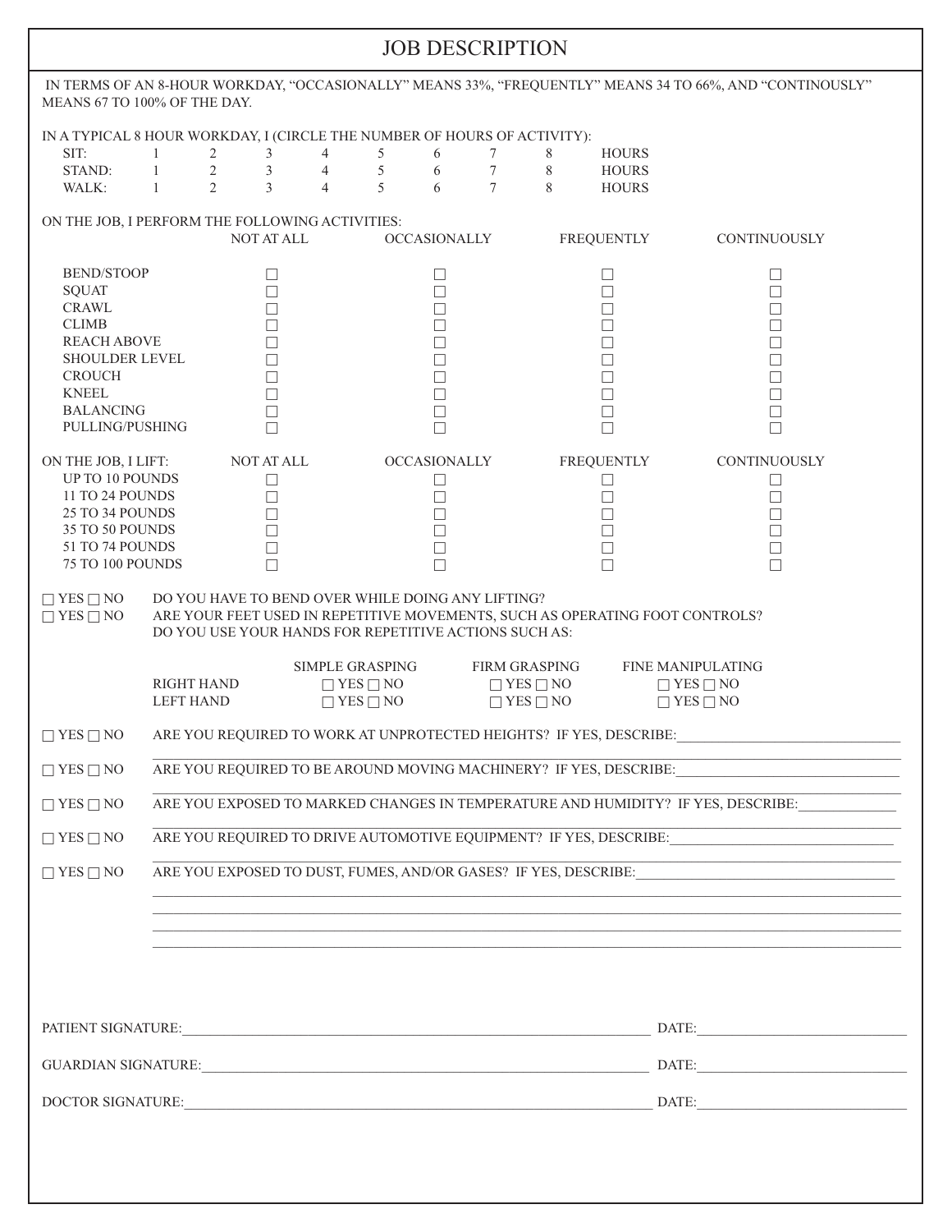# JOB DESCRIPTION

IN TERMS OF AN 8-HOUR WORKDAY, "OCCASIONALLY" MEANS 33%, "FREQUENTLY" MEANS 34 TO 66%, AND "CONTINOUSLY" MEANS 67 TO 100% OF THE DAY.

IN A TYPICAL 8 HOUR WORKDAY, I (CIRCLE THE NUMBER OF HOURS OF ACTIVITY):

| | | | | | | | | | |
|---|---|---|---|---|---|---|---|---|---|
| SIT: | 1 | 2 | 3 | 4 | 5 | 6 | 7 | 8 | HOURS |
| STAND: | 1 | 2 | 3 | 4 | 5 | 6 | 7 | 8 | HOURS |
| WALK: | 1 | 2 | 3 | 4 | 5 | 6 | 7 | 8 | HOURS |

ON THE JOB, I PERFORM THE FOLLOWING ACTIVITIES:

| | NOT AT ALL | OCCASIONALLY | FREQUENTLY | CONTINUOUSLY |
|---|---|---|---|---|
| BEND/STOOP | ☐ | ☐ | ☐ | ☐ |
| SQUAT | ☐ | ☐ | ☐ | ☐ |
| CRAWL | ☐ | ☐ | ☐ | ☐ |
| CLIMB | ☐ | ☐ | ☐ | ☐ |
| REACH ABOVE | ☐ | ☐ | ☐ | ☐ |
| SHOULDER LEVEL | ☐ | ☐ | ☐ | ☐ |
| CROUCH | ☐ | ☐ | ☐ | ☐ |
| KNEEL | ☐ | ☐ | ☐ | ☐ |
| BALANCING | ☐ | ☐ | ☐ | ☐ |
| PULLING/PUSHING | ☐ | ☐ | ☐ | ☐ |

| ON THE JOB, I LIFT: | NOT AT ALL | OCCASIONALLY | FREQUENTLY | CONTINUOUSLY |
|---|---|---|---|---|
| UP TO 10 POUNDS | ☐ | ☐ | ☐ | ☐ |
| 11 TO 24 POUNDS | ☐ | ☐ | ☐ | ☐ |
| 25 TO 34 POUNDS | ☐ | ☐ | ☐ | ☐ |
| 35 TO 50 POUNDS | ☐ | ☐ | ☐ | ☐ |
| 51 TO 74 POUNDS | ☐ | ☐ | ☐ | ☐ |
| 75 TO 100 POUNDS | ☐ | ☐ | ☐ | ☐ |

☐ YES ☐ NO   DO YOU HAVE TO BEND OVER WHILE DOING ANY LIFTING?

☐ YES ☐ NO   ARE YOUR FEET USED IN REPETITIVE MOVEMENTS, SUCH AS OPERATING FOOT CONTROLS?

DO YOU USE YOUR HANDS FOR REPETITIVE ACTIONS SUCH AS:

| | SIMPLE GRASPING | FIRM GRASPING | FINE MANIPULATING |
|---|---|---|---|
| RIGHT HAND | ☐ YES ☐ NO | ☐ YES ☐ NO | ☐ YES ☐ NO |
| LEFT HAND | ☐ YES ☐ NO | ☐ YES ☐ NO | ☐ YES ☐ NO |

☐ YES ☐ NO   ARE YOU REQUIRED TO WORK AT UNPROTECTED HEIGHTS? IF YES, DESCRIBE:\_\_\_\_\_\_\_\_\_\_\_\_\_\_\_\_

☐ YES ☐ NO   ARE YOU REQUIRED TO BE AROUND MOVING MACHINERY? IF YES, DESCRIBE:\_\_\_\_\_\_\_\_\_\_\_\_\_\_\_\_

☐ YES ☐ NO   ARE YOU EXPOSED TO MARKED CHANGES IN TEMPERATURE AND HUMIDITY? IF YES, DESCRIBE:\_\_\_\_\_\_\_\_\_\_\_\_\_\_\_\_

☐ YES ☐ NO   ARE YOU REQUIRED TO DRIVE AUTOMOTIVE EQUIPMENT? IF YES, DESCRIBE:\_\_\_\_\_\_\_\_\_\_\_\_\_\_\_\_

☐ YES ☐ NO   ARE YOU EXPOSED TO DUST, FUMES, AND/OR GASES? IF YES, DESCRIBE:\_\_\_\_\_\_\_\_\_\_\_\_\_\_\_\_

PATIENT SIGNATURE:\_\_\_\_\_\_\_\_\_\_\_\_\_\_\_\_ DATE:\_\_\_\_\_\_\_\_\_\_\_\_\_\_\_\_

GUARDIAN SIGNATURE:\_\_\_\_\_\_\_\_\_\_\_\_\_\_\_\_ DATE:\_\_\_\_\_\_\_\_\_\_\_\_\_\_\_\_

DOCTOR SIGNATURE:\_\_\_\_\_\_\_\_\_\_\_\_\_\_\_\_ DATE:\_\_\_\_\_\_\_\_\_\_\_\_\_\_\_\_